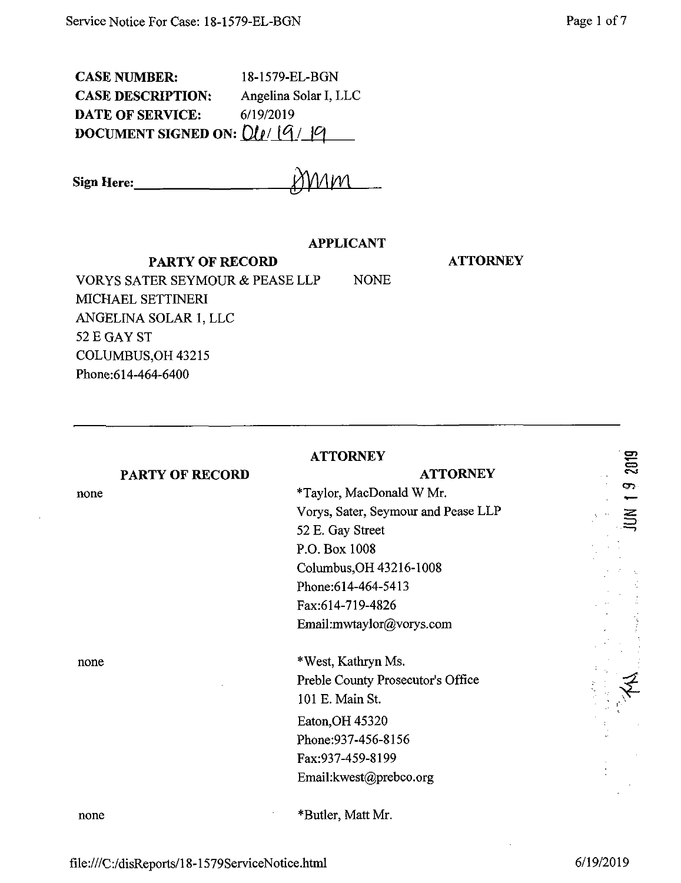**CASE NUMBER:** 18-1579-EL-BGN
**CASE DESCRIPTION:** Angelina Solar I, LLC
**DATE OF SERVICE:** 6/19/2019
**DOCUMENT SIGNED ON:** 06/19/19

**Sign Here:** DMM

### APPLICANT

| PARTY OF RECORD | ATTORNEY |
|---|---|
| VORYS SATER SEYMOUR & PEASE LLP<br>MICHAEL SETTINERI<br>ANGELINA SOLAR 1, LLC<br>52 E GAY ST<br>COLUMBUS,OH 43215<br>Phone:614-464-6400 | NONE |

---

### ATTORNEY

| PARTY OF RECORD | ATTORNEY |
|---|---|
| none | *Taylor, MacDonald W Mr.<br>Vorys, Sater, Seymour and Pease LLP<br>52 E. Gay Street<br>P.O. Box 1008<br>Columbus,OH 43216-1008<br>Phone:614-464-5413<br>Fax:614-719-4826<br>Email:mwtaylor@vorys.com |
| none | *West, Kathryn Ms.<br>Preble County Prosecutor's Office<br>101 E. Main St.<br>Eaton,OH 45320<br>Phone:937-456-8156<br>Fax:937-459-8199<br>Email:kwest@prebco.org |
| none | *Butler, Matt Mr. |

JUN 19 2019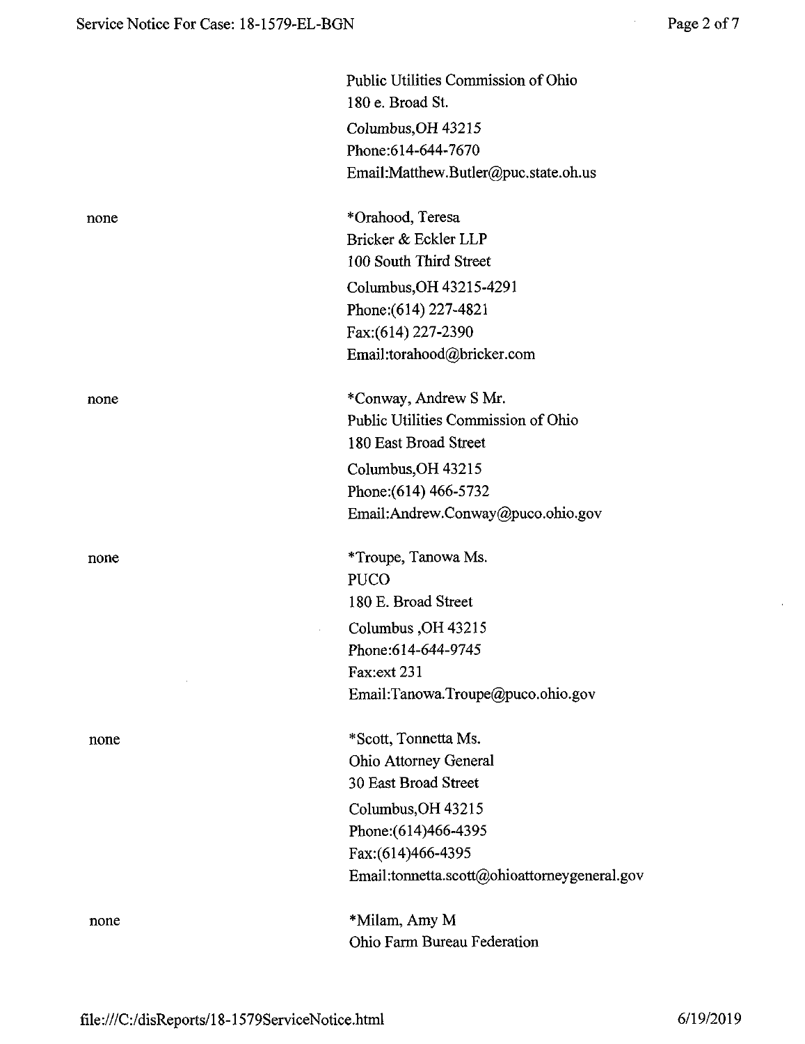Public Utilities Commission of Ohio
180 e. Broad St.
Columbus,OH 43215
Phone:614-644-7670
Email:Matthew.Butler@puc.state.oh.us

none

*Orahood, Teresa
Bricker & Eckler LLP
100 South Third Street
Columbus,OH 43215-4291
Phone:(614) 227-4821
Fax:(614) 227-2390
Email:torahood@bricker.com

none

*Conway, Andrew S Mr.
Public Utilities Commission of Ohio
180 East Broad Street
Columbus,OH 43215
Phone:(614) 466-5732
Email:Andrew.Conway@puco.ohio.gov

none

*Troupe, Tanowa Ms.
PUCO
180 E. Broad Street
Columbus ,OH 43215
Phone:614-644-9745
Fax:ext 231
Email:Tanowa.Troupe@puco.ohio.gov

none

*Scott, Tonnetta Ms.
Ohio Attorney General
30 East Broad Street
Columbus,OH 43215
Phone:(614)466-4395
Fax:(614)466-4395
Email:tonnetta.scott@ohioattorneygeneral.gov

none

*Milam, Amy M
Ohio Farm Bureau Federation

file:///C:/disReports/18-1579ServiceNotice.html 6/19/2019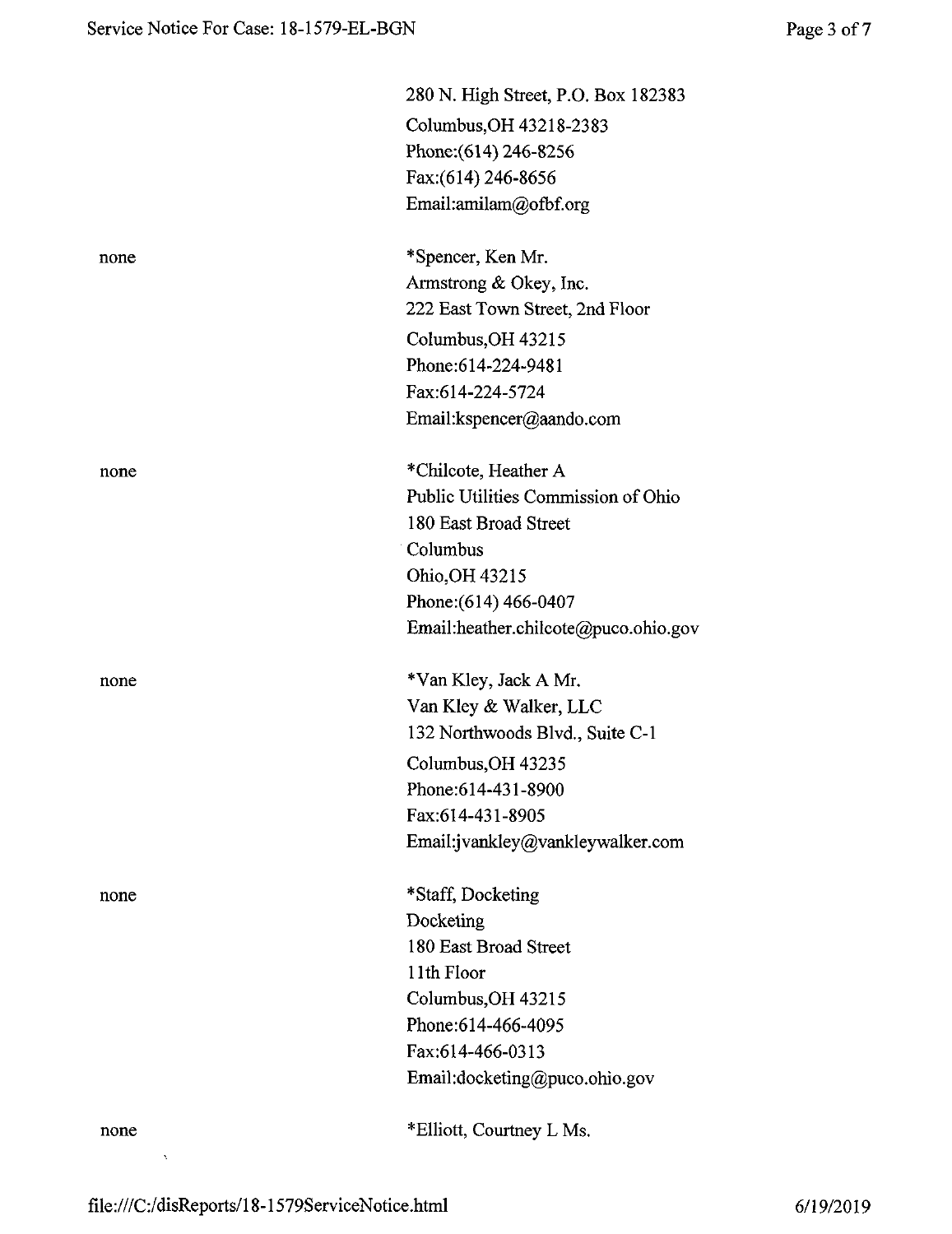| | |
|---|---|
| | 280 N. High Street, P.O. Box 182383<br>Columbus,OH 43218-2383<br>Phone:(614) 246-8256<br>Fax:(614) 246-8656<br>Email:amilam@ofbf.org |
| none | *Spencer, Ken Mr.<br>Armstrong & Okey, Inc.<br>222 East Town Street, 2nd Floor<br>Columbus,OH 43215<br>Phone:614-224-9481<br>Fax:614-224-5724<br>Email:kspencer@aando.com |
| none | *Chilcote, Heather A<br>Public Utilities Commission of Ohio<br>180 East Broad Street<br>Columbus<br>Ohio,OH 43215<br>Phone:(614) 466-0407<br>Email:heather.chilcote@puco.ohio.gov |
| none | *Van Kley, Jack A Mr.<br>Van Kley & Walker, LLC<br>132 Northwoods Blvd., Suite C-1<br>Columbus,OH 43235<br>Phone:614-431-8900<br>Fax:614-431-8905<br>Email:jvankley@vankleywalker.com |
| none | *Staff, Docketing<br>Docketing<br>180 East Broad Street<br>11th Floor<br>Columbus,OH 43215<br>Phone:614-466-4095<br>Fax:614-466-0313<br>Email:docketing@puco.ohio.gov |
| none | *Elliott, Courtney L Ms. |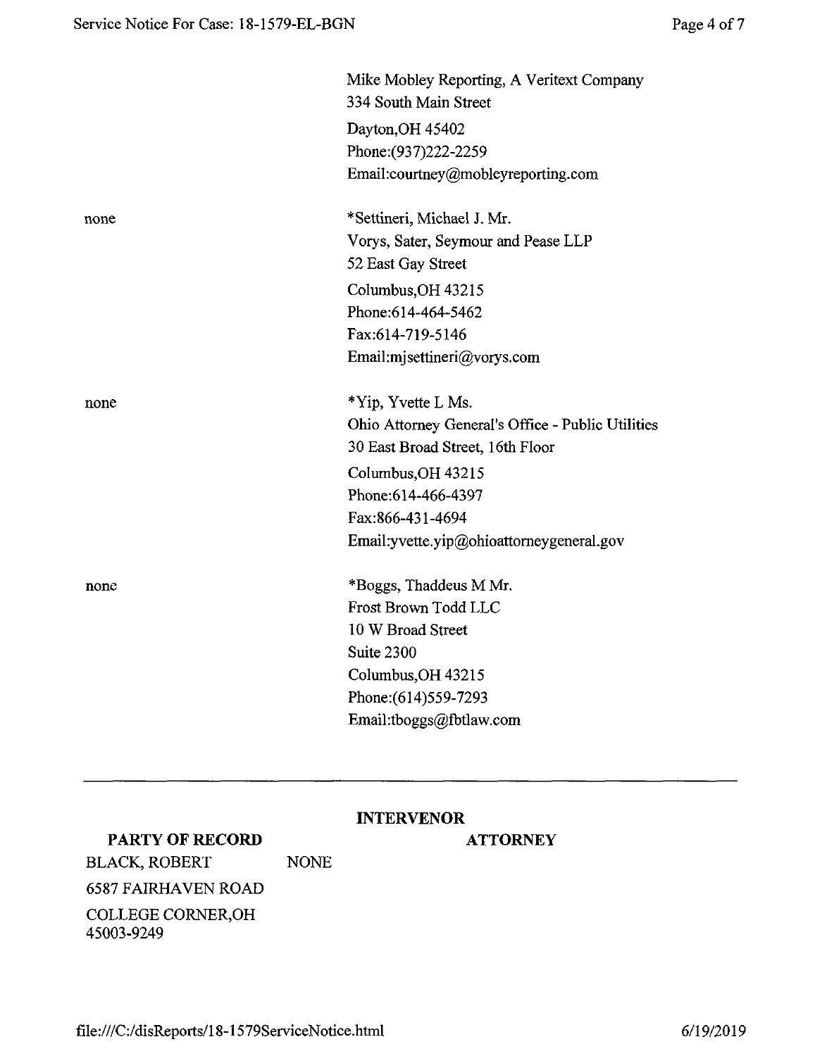| | |
|---|---|
| | Mike Mobley Reporting, A Veritext Company<br>334 South Main Street<br>Dayton,OH 45402<br>Phone:(937)222-2259<br>Email:courtney@mobleyreporting.com |
| none | *Settineri, Michael J. Mr.<br>Vorys, Sater, Seymour and Pease LLP<br>52 East Gay Street<br>Columbus,OH 43215<br>Phone:614-464-5462<br>Fax:614-719-5146<br>Email:mjsettineri@vorys.com |
| none | *Yip, Yvette L Ms.<br>Ohio Attorney General's Office - Public Utilities<br>30 East Broad Street, 16th Floor<br>Columbus,OH 43215<br>Phone:614-466-4397<br>Fax:866-431-4694<br>Email:yvette.yip@ohioattorneygeneral.gov |
| none | *Boggs, Thaddeus M Mr.<br>Frost Brown Todd LLC<br>10 W Broad Street<br>Suite 2300<br>Columbus,OH 43215<br>Phone:(614)559-7293<br>Email:tboggs@fbtlaw.com |

---

**INTERVENOR**

| PARTY OF RECORD | ATTORNEY |
|---|---|
| BLACK, ROBERT<br>6587 FAIRHAVEN ROAD<br>COLLEGE CORNER,OH 45003-9249 | NONE |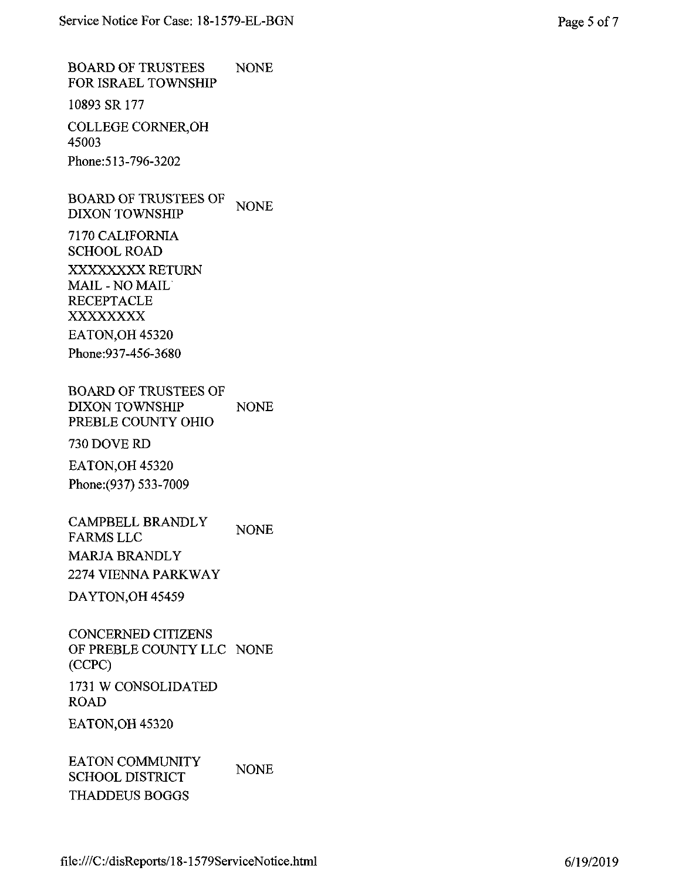BOARD OF TRUSTEES FOR ISRAEL TOWNSHIP — NONE

10893 SR 177

COLLEGE CORNER,OH 45003

Phone:513-796-3202

BOARD OF TRUSTEES OF DIXON TOWNSHIP — NONE

7170 CALIFORNIA SCHOOL ROAD

XXXXXXXX RETURN MAIL - NO MAIL RECEPTACLE XXXXXXXX

EATON,OH 45320

Phone:937-456-3680

BOARD OF TRUSTEES OF DIXON TOWNSHIP PREBLE COUNTY OHIO — NONE

730 DOVE RD

EATON,OH 45320

Phone:(937) 533-7009

CAMPBELL BRANDLY FARMS LLC — NONE

MARJA BRANDLY

2274 VIENNA PARKWAY

DAYTON,OH 45459

CONCERNED CITIZENS OF PREBLE COUNTY LLC (CCPC) — NONE

1731 W CONSOLIDATED ROAD

EATON,OH 45320

EATON COMMUNITY SCHOOL DISTRICT — NONE

THADDEUS BOGGS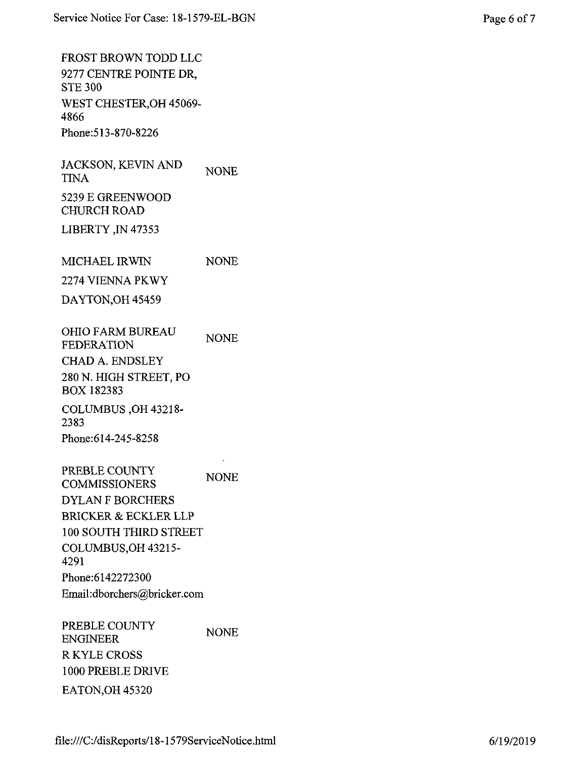FROST BROWN TODD LLC
9277 CENTRE POINTE DR, STE 300
WEST CHESTER,OH 45069-4866
Phone:513-870-8226

JACKSON, KEVIN AND TINA — NONE
5239 E GREENWOOD CHURCH ROAD
LIBERTY ,IN 47353

MICHAEL IRWIN — NONE
2274 VIENNA PKWY
DAYTON,OH 45459

OHIO FARM BUREAU FEDERATION — NONE
CHAD A. ENDSLEY
280 N. HIGH STREET, PO BOX 182383
COLUMBUS ,OH 43218-2383
Phone:614-245-8258

PREBLE COUNTY COMMISSIONERS — NONE
DYLAN F BORCHERS
BRICKER & ECKLER LLP
100 SOUTH THIRD STREET
COLUMBUS,OH 43215-4291
Phone:6142272300
Email:dborchers@bricker.com

PREBLE COUNTY ENGINEER — NONE
R KYLE CROSS
1000 PREBLE DRIVE
EATON,OH 45320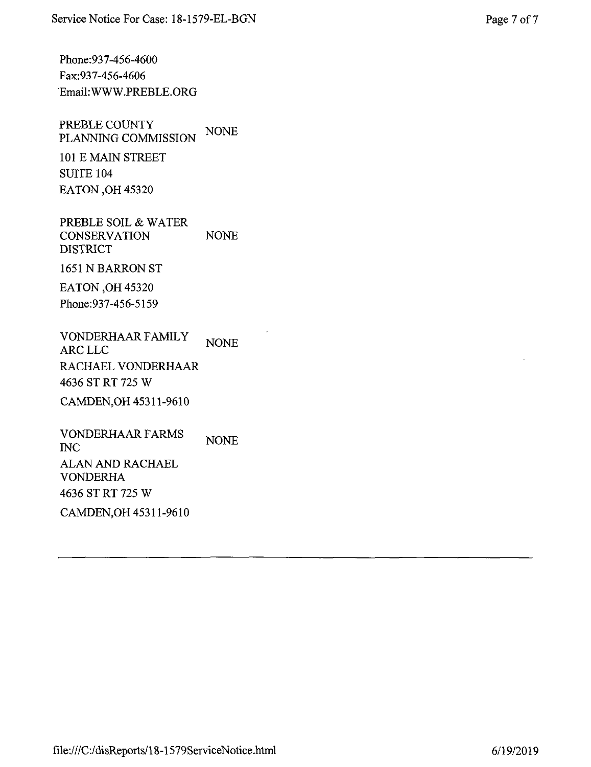Phone:937-456-4600
Fax:937-456-4606
Email:WWW.PREBLE.ORG

PREBLE COUNTY PLANNING COMMISSION — NONE
101 E MAIN STREET
SUITE 104
EATON ,OH 45320

PREBLE SOIL & WATER CONSERVATION DISTRICT — NONE
1651 N BARRON ST
EATON ,OH 45320
Phone:937-456-5159

VONDERHAAR FAMILY ARC LLC — NONE
RACHAEL VONDERHAAR
4636 ST RT 725 W
CAMDEN,OH 45311-9610

VONDERHAAR FARMS INC — NONE
ALAN AND RACHAEL VONDERHA
4636 ST RT 725 W
CAMDEN,OH 45311-9610